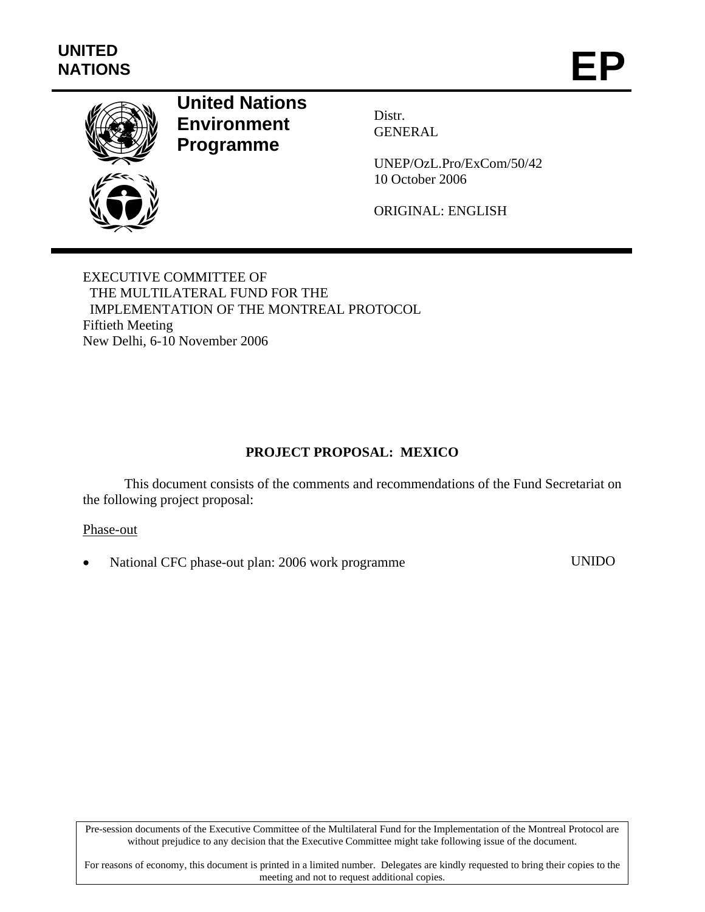UNITED NATIONS

# EP

**United Nations Environment Programme**

Distr.
GENERAL

UNEP/OzL.Pro/ExCom/50/42
10 October 2006

ORIGINAL: ENGLISH

EXECUTIVE COMMITTEE OF
THE MULTILATERAL FUND FOR THE
IMPLEMENTATION OF THE MONTREAL PROTOCOL
Fiftieth Meeting
New Delhi, 6-10 November 2006

## PROJECT PROPOSAL: MEXICO

This document consists of the comments and recommendations of the Fund Secretariat on the following project proposal:

Phase-out

- National CFC phase-out plan: 2006 work programme — UNIDO

Pre-session documents of the Executive Committee of the Multilateral Fund for the Implementation of the Montreal Protocol are without prejudice to any decision that the Executive Committee might take following issue of the document.

For reasons of economy, this document is printed in a limited number. Delegates are kindly requested to bring their copies to the meeting and not to request additional copies.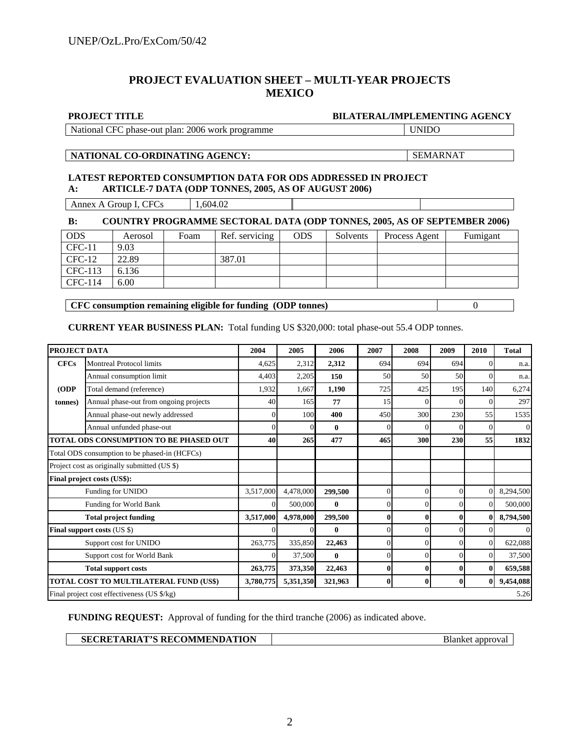## PROJECT EVALUATION SHEET – MULTI-YEAR PROJECTS
## MEXICO

| PROJECT TITLE | BILATERAL/IMPLEMENTING AGENCY |
|---|---|
| National CFC phase-out plan: 2006 work programme | UNIDO |

| NATIONAL CO-ORDINATING AGENCY: | SEMARNAT |
|---|---|

**LATEST REPORTED CONSUMPTION DATA FOR ODS ADDRESSED IN PROJECT**

**A: ARTICLE-7 DATA (ODP TONNES, 2005, AS OF AUGUST 2006)**

| Annex A Group I, CFCs | 1,604.02 | | |
|---|---|---|---|

**B: COUNTRY PROGRAMME SECTORAL DATA (ODP TONNES, 2005, AS OF SEPTEMBER 2006)**

| ODS | Aerosol | Foam | Ref. servicing | ODS | Solvents | Process Agent | Fumigant |
|---|---|---|---|---|---|---|---|
| CFC-11 | 9.03 | | | | | | |
| CFC-12 | 22.89 | | 387.01 | | | | |
| CFC-113 | 6.136 | | | | | | |
| CFC-114 | 6.00 | | | | | | |

| CFC consumption remaining eligible for funding (ODP tonnes) | 0 |
|---|---|

**CURRENT YEAR BUSINESS PLAN:** Total funding US $320,000: total phase-out 55.4 ODP tonnes.

| PROJECT DATA | | 2004 | 2005 | 2006 | 2007 | 2008 | 2009 | 2010 | Total |
|---|---|---|---|---|---|---|---|---|---|
| CFCs | Montreal Protocol limits | 4,625 | 2,312 | **2,312** | 694 | 694 | 694 | 0 | n.a. |
| | Annual consumption limit | 4,403 | 2,205 | **150** | 50 | 50 | 50 | 0 | n.a. |
| (ODP | Total demand (reference) | 1,932 | 1,667 | **1,190** | 725 | 425 | 195 | 140 | 6,274 |
| tonnes) | Annual phase-out from ongoing projects | 40 | 165 | **77** | 15 | 0 | 0 | 0 | 297 |
| | Annual phase-out newly addressed | 0 | 100 | **400** | 450 | 300 | 230 | 55 | 1535 |
| | Annual unfunded phase-out | 0 | 0 | **0** | 0 | 0 | 0 | 0 | 0 |
| **TOTAL ODS CONSUMPTION TO BE PHASED OUT** | | **40** | **265** | **477** | **465** | **300** | **230** | **55** | **1832** |
| Total ODS consumption to be phased-in (HCFCs) | | | | | | | | | |
| Project cost as originally submitted (US $) | | | | | | | | | |
| **Final project costs (US$):** | | | | | | | | | |
| | Funding for UNIDO | 3,517,000 | 4,478,000 | **299,500** | 0 | 0 | 0 | 0 | 8,294,500 |
| | Funding for World Bank | 0 | 500,000 | **0** | 0 | 0 | 0 | 0 | 500,000 |
| | **Total project funding** | **3,517,000** | **4,978,000** | **299,500** | **0** | **0** | **0** | **0** | **8,794,500** |
| **Final support costs** (US $) | | 0 | 0 | **0** | 0 | 0 | 0 | 0 | 0 |
| | Support cost for UNIDO | 263,775 | 335,850 | **22,463** | 0 | 0 | 0 | 0 | 622,088 |
| | Support cost for World Bank | 0 | 37,500 | **0** | 0 | 0 | 0 | 0 | 37,500 |
| | **Total support costs** | **263,775** | **373,350** | **22,463** | **0** | **0** | **0** | **0** | **659,588** |
| **TOTAL COST TO MULTILATERAL FUND (US$)** | | **3,780,775** | **5,351,350** | **321,963** | **0** | **0** | **0** | **0** | **9,454,088** |
| Final project cost effectiveness (US $/kg) | | | | | | | | | 5.26 |

**FUNDING REQUEST:** Approval of funding for the third tranche (2006) as indicated above.

| SECRETARIAT'S RECOMMENDATION | Blanket approval |
|---|---|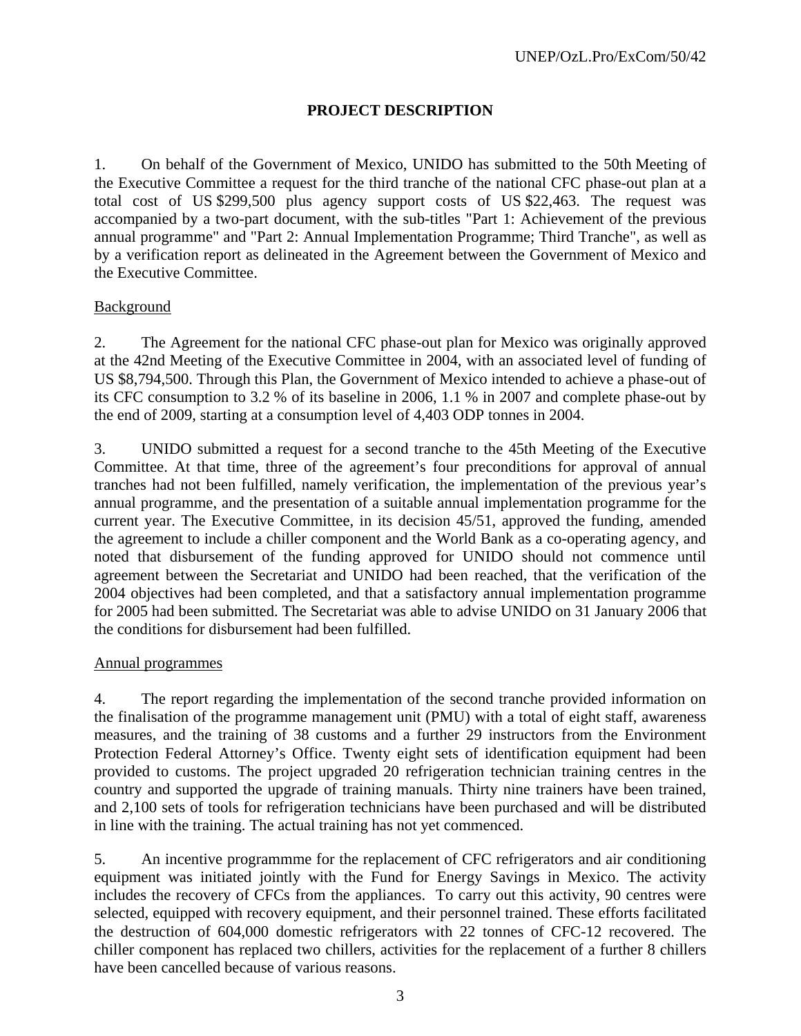## PROJECT DESCRIPTION

1. On behalf of the Government of Mexico, UNIDO has submitted to the 50th Meeting of the Executive Committee a request for the third tranche of the national CFC phase-out plan at a total cost of US $299,500 plus agency support costs of US $22,463. The request was accompanied by a two-part document, with the sub-titles "Part 1: Achievement of the previous annual programme" and "Part 2: Annual Implementation Programme; Third Tranche", as well as by a verification report as delineated in the Agreement between the Government of Mexico and the Executive Committee.

### Background

2. The Agreement for the national CFC phase-out plan for Mexico was originally approved at the 42nd Meeting of the Executive Committee in 2004, with an associated level of funding of US $8,794,500. Through this Plan, the Government of Mexico intended to achieve a phase-out of its CFC consumption to 3.2 % of its baseline in 2006, 1.1 % in 2007 and complete phase-out by the end of 2009, starting at a consumption level of 4,403 ODP tonnes in 2004.

3. UNIDO submitted a request for a second tranche to the 45th Meeting of the Executive Committee. At that time, three of the agreement's four preconditions for approval of annual tranches had not been fulfilled, namely verification, the implementation of the previous year's annual programme, and the presentation of a suitable annual implementation programme for the current year. The Executive Committee, in its decision 45/51, approved the funding, amended the agreement to include a chiller component and the World Bank as a co-operating agency, and noted that disbursement of the funding approved for UNIDO should not commence until agreement between the Secretariat and UNIDO had been reached, that the verification of the 2004 objectives had been completed, and that a satisfactory annual implementation programme for 2005 had been submitted. The Secretariat was able to advise UNIDO on 31 January 2006 that the conditions for disbursement had been fulfilled.

### Annual programmes

4. The report regarding the implementation of the second tranche provided information on the finalisation of the programme management unit (PMU) with a total of eight staff, awareness measures, and the training of 38 customs and a further 29 instructors from the Environment Protection Federal Attorney's Office. Twenty eight sets of identification equipment had been provided to customs. The project upgraded 20 refrigeration technician training centres in the country and supported the upgrade of training manuals. Thirty nine trainers have been trained, and 2,100 sets of tools for refrigeration technicians have been purchased and will be distributed in line with the training. The actual training has not yet commenced.

5. An incentive programmme for the replacement of CFC refrigerators and air conditioning equipment was initiated jointly with the Fund for Energy Savings in Mexico. The activity includes the recovery of CFCs from the appliances. To carry out this activity, 90 centres were selected, equipped with recovery equipment, and their personnel trained. These efforts facilitated the destruction of 604,000 domestic refrigerators with 22 tonnes of CFC-12 recovered. The chiller component has replaced two chillers, activities for the replacement of a further 8 chillers have been cancelled because of various reasons.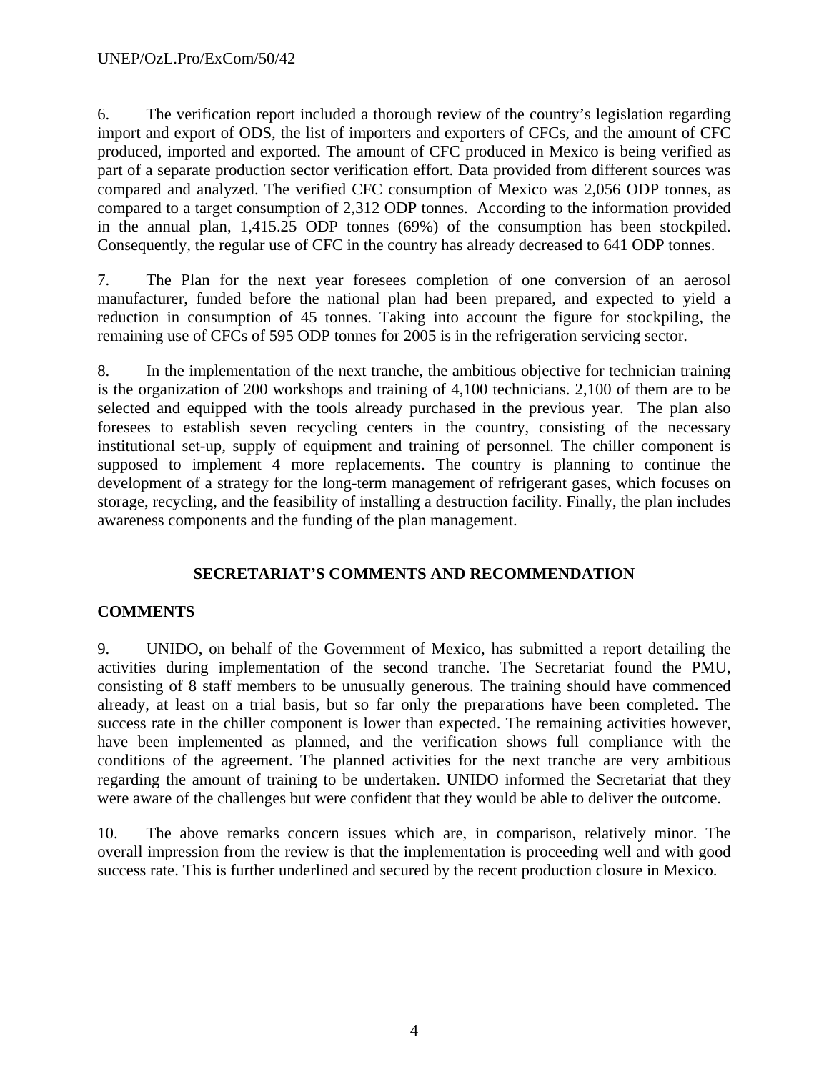6. The verification report included a thorough review of the country's legislation regarding import and export of ODS, the list of importers and exporters of CFCs, and the amount of CFC produced, imported and exported. The amount of CFC produced in Mexico is being verified as part of a separate production sector verification effort. Data provided from different sources was compared and analyzed. The verified CFC consumption of Mexico was 2,056 ODP tonnes, as compared to a target consumption of 2,312 ODP tonnes. According to the information provided in the annual plan, 1,415.25 ODP tonnes (69%) of the consumption has been stockpiled. Consequently, the regular use of CFC in the country has already decreased to 641 ODP tonnes.

7. The Plan for the next year foresees completion of one conversion of an aerosol manufacturer, funded before the national plan had been prepared, and expected to yield a reduction in consumption of 45 tonnes. Taking into account the figure for stockpiling, the remaining use of CFCs of 595 ODP tonnes for 2005 is in the refrigeration servicing sector.

8. In the implementation of the next tranche, the ambitious objective for technician training is the organization of 200 workshops and training of 4,100 technicians. 2,100 of them are to be selected and equipped with the tools already purchased in the previous year. The plan also foresees to establish seven recycling centers in the country, consisting of the necessary institutional set-up, supply of equipment and training of personnel. The chiller component is supposed to implement 4 more replacements. The country is planning to continue the development of a strategy for the long-term management of refrigerant gases, which focuses on storage, recycling, and the feasibility of installing a destruction facility. Finally, the plan includes awareness components and the funding of the plan management.

## SECRETARIAT'S COMMENTS AND RECOMMENDATION

### COMMENTS

9. UNIDO, on behalf of the Government of Mexico, has submitted a report detailing the activities during implementation of the second tranche. The Secretariat found the PMU, consisting of 8 staff members to be unusually generous. The training should have commenced already, at least on a trial basis, but so far only the preparations have been completed. The success rate in the chiller component is lower than expected. The remaining activities however, have been implemented as planned, and the verification shows full compliance with the conditions of the agreement. The planned activities for the next tranche are very ambitious regarding the amount of training to be undertaken. UNIDO informed the Secretariat that they were aware of the challenges but were confident that they would be able to deliver the outcome.

10. The above remarks concern issues which are, in comparison, relatively minor. The overall impression from the review is that the implementation is proceeding well and with good success rate. This is further underlined and secured by the recent production closure in Mexico.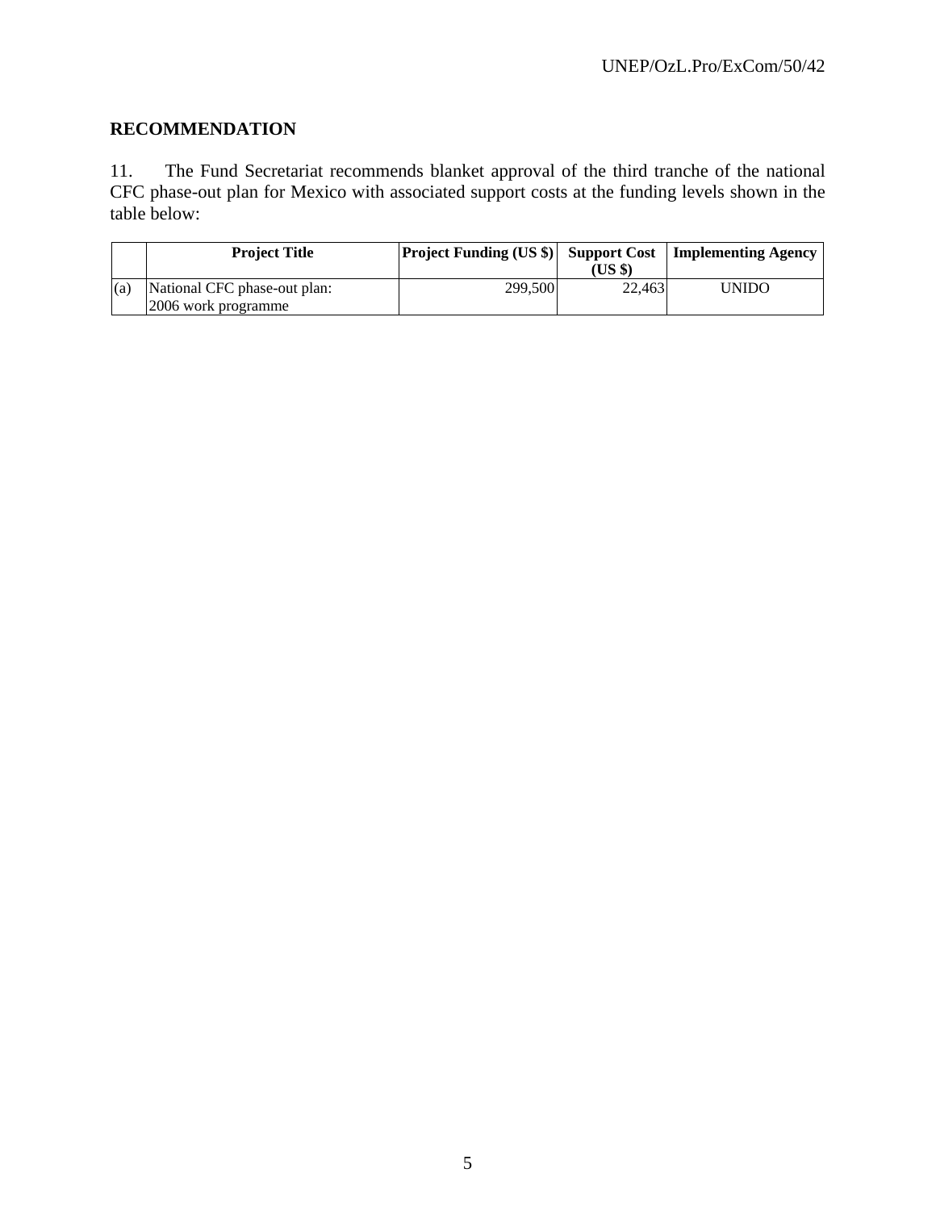## RECOMMENDATION

11. The Fund Secretariat recommends blanket approval of the third tranche of the national CFC phase-out plan for Mexico with associated support costs at the funding levels shown in the table below:

| | Project Title | Project Funding (US $) | Support Cost (US $) | Implementing Agency |
|---|---|---|---|---|
| (a) | National CFC phase-out plan: 2006 work programme | 299,500 | 22,463 | UNIDO |